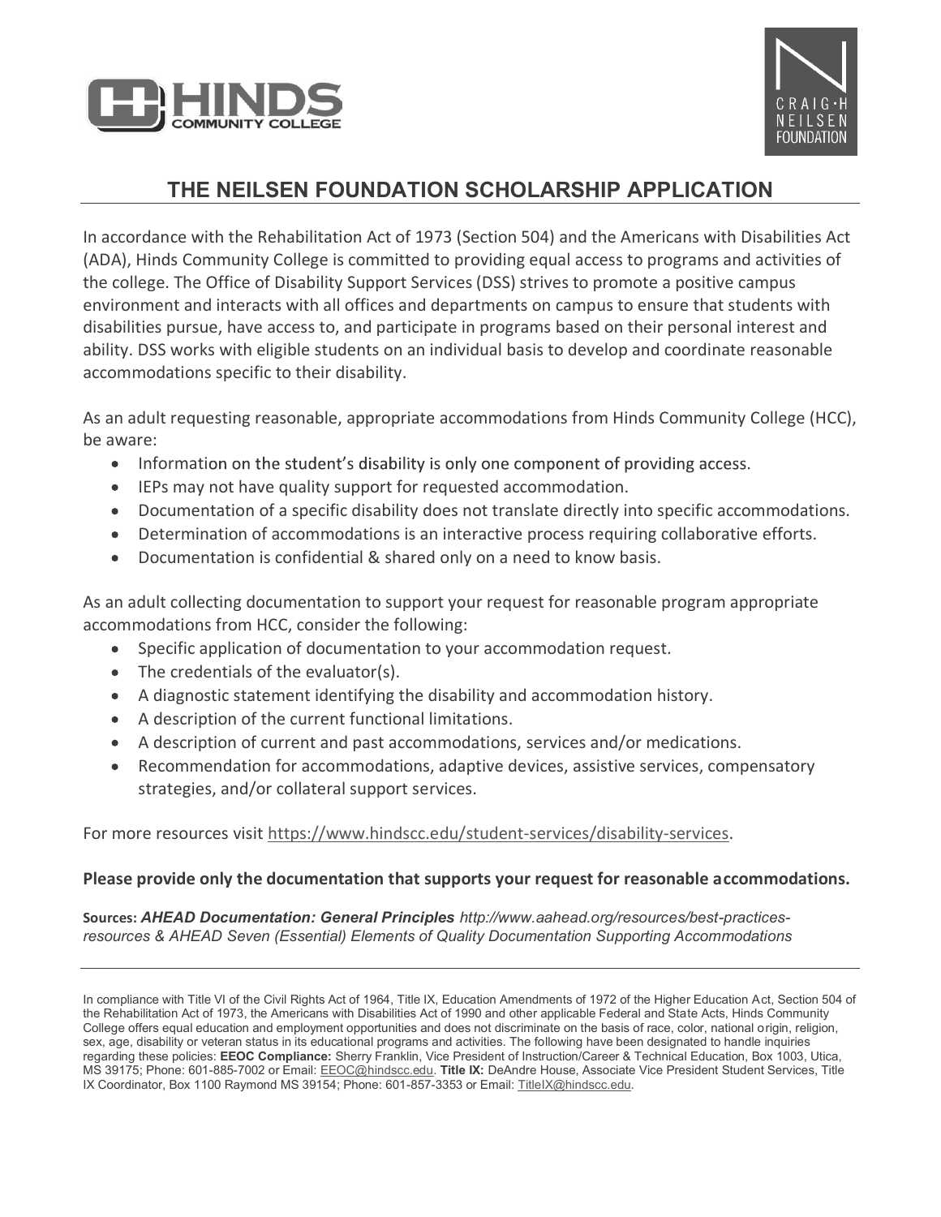# THE NEILSEN FOUNDATION SCHOLARSHIP APPLICATION

In accordance with the Rehabilitation Act of 1973 (Section 504) and the Americans with Disabilities Act (ADA), Hinds Community College is committed to providing equal access to programs and activities of the college. The Office of Disability Support Services (DSS) strives to promote a positive campus environment and interacts with all offices and departments on campus to ensure that students with disabilities pursue, have access to, and participate in programs based on their personal interest and ability. DSS works with eligible students on an individual basis to develop and coordinate reasonable accommodations specific to their disability.

As an adult requesting reasonable, appropriate accommodations from Hinds Community College (HCC), be aware:

- Information on the student's disability is only one component of providing access.
- IEPs may not have quality support for requested accommodation.
- Documentation of a specific disability does not translate directly into specific accommodations.
- Determination of accommodations is an interactive process requiring collaborative efforts.
- Documentation is confidential & shared only on a need to know basis.

As an adult collecting documentation to support your request for reasonable program appropriate accommodations from HCC, consider the following:

- Specific application of documentation to your accommodation request.
- The credentials of the evaluator(s).
- A diagnostic statement identifying the disability and accommodation history.
- A description of the current functional limitations.
- A description of current and past accommodations, services and/or medications.
- Recommendation for accommodations, adaptive devices, assistive services, compensatory strategies, and/or collateral support services.

For more resources visit https://www.hindscc.edu/student-services/disability-services.

**Please provide only the documentation that supports your request for reasonable accommodations.**

**Sources:** ***AHEAD Documentation: General Principles*** *http://www.aahead.org/resources/best-practices-resources & AHEAD Seven (Essential) Elements of Quality Documentation Supporting Accommodations*

---

In compliance with Title VI of the Civil Rights Act of 1964, Title IX, Education Amendments of 1972 of the Higher Education Act, Section 504 of the Rehabilitation Act of 1973, the Americans with Disabilities Act of 1990 and other applicable Federal and State Acts, Hinds Community College offers equal education and employment opportunities and does not discriminate on the basis of race, color, national origin, religion, sex, age, disability or veteran status in its educational programs and activities. The following have been designated to handle inquiries regarding these policies: **EEOC Compliance:** Sherry Franklin, Vice President of Instruction/Career & Technical Education, Box 1003, Utica, MS 39175; Phone: 601-885-7002 or Email: EEOC@hindscc.edu. **Title IX:** DeAndre House, Associate Vice President Student Services, Title IX Coordinator, Box 1100 Raymond MS 39154; Phone: 601-857-3353 or Email: TitleIX@hindscc.edu.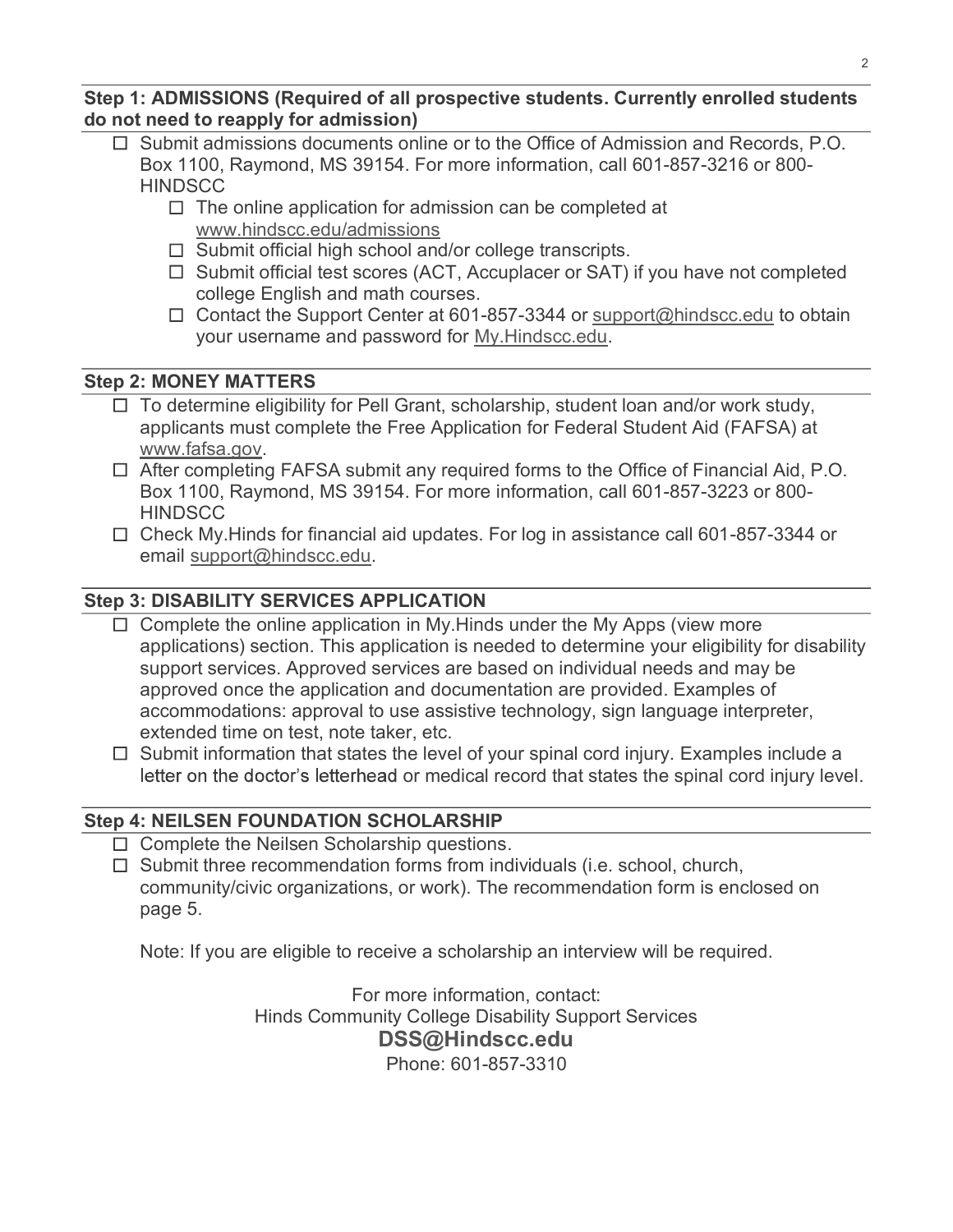**Step 1: ADMISSIONS (Required of all prospective students. Currently enrolled students do not need to reapply for admission)**

- ☐ Submit admissions documents online or to the Office of Admission and Records, P.O. Box 1100, Raymond, MS 39154. For more information, call 601-857-3216 or 800-HINDSCC
  - ☐ The online application for admission can be completed at www.hindscc.edu/admissions
  - ☐ Submit official high school and/or college transcripts.
  - ☐ Submit official test scores (ACT, Accuplacer or SAT) if you have not completed college English and math courses.
  - ☐ Contact the Support Center at 601-857-3344 or support@hindscc.edu to obtain your username and password for My.Hindscc.edu.

**Step 2: MONEY MATTERS**

- ☐ To determine eligibility for Pell Grant, scholarship, student loan and/or work study, applicants must complete the Free Application for Federal Student Aid (FAFSA) at www.fafsa.gov.
- ☐ After completing FAFSA submit any required forms to the Office of Financial Aid, P.O. Box 1100, Raymond, MS 39154. For more information, call 601-857-3223 or 800-HINDSCC
- ☐ Check My.Hinds for financial aid updates. For log in assistance call 601-857-3344 or email support@hindscc.edu.

**Step 3: DISABILITY SERVICES APPLICATION**

- ☐ Complete the online application in My.Hinds under the My Apps (view more applications) section. This application is needed to determine your eligibility for disability support services. Approved services are based on individual needs and may be approved once the application and documentation are provided. Examples of accommodations: approval to use assistive technology, sign language interpreter, extended time on test, note taker, etc.
- ☐ Submit information that states the level of your spinal cord injury. Examples include a letter on the doctor's letterhead or medical record that states the spinal cord injury level.

**Step 4: NEILSEN FOUNDATION SCHOLARSHIP**

- ☐ Complete the Neilsen Scholarship questions.
- ☐ Submit three recommendation forms from individuals (i.e. school, church, community/civic organizations, or work). The recommendation form is enclosed on page 5.

Note: If you are eligible to receive a scholarship an interview will be required.

For more information, contact:
Hinds Community College Disability Support Services
**DSS@Hindscc.edu**
Phone: 601-857-3310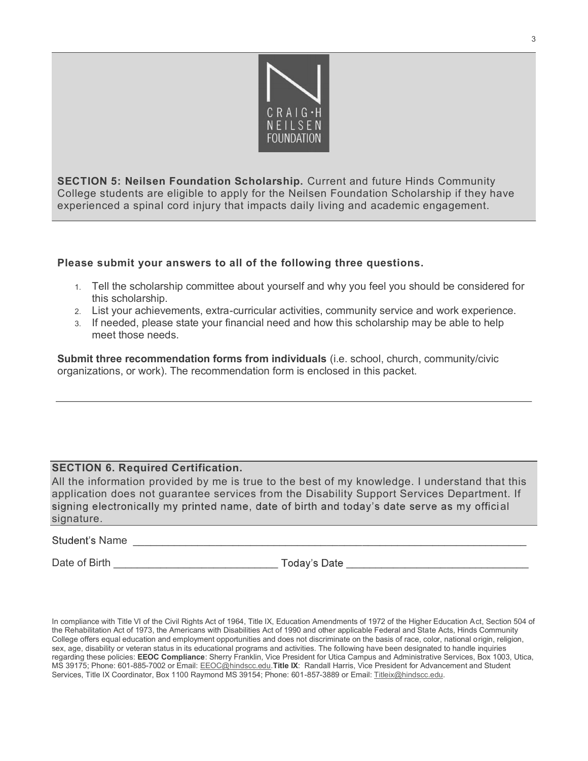**SECTION 5: Neilsen Foundation Scholarship.** Current and future Hinds Community College students are eligible to apply for the Neilsen Foundation Scholarship if they have experienced a spinal cord injury that impacts daily living and academic engagement.

**Please submit your answers to all of the following three questions.**

1. Tell the scholarship committee about yourself and why you feel you should be considered for this scholarship.
2. List your achievements, extra-curricular activities, community service and work experience.
3. If needed, please state your financial need and how this scholarship may be able to help meet those needs.

**Submit three recommendation forms from individuals** (i.e. school, church, community/civic organizations, or work). The recommendation form is enclosed in this packet.

---

**SECTION 6. Required Certification.**
All the information provided by me is true to the best of my knowledge. I understand that this application does not guarantee services from the Disability Support Services Department. If signing electronically my printed name, date of birth and today's date serve as my official signature.

Student's Name ____________________________________________________________________

Date of Birth ___________________________ Today's Date ______________________________

In compliance with Title VI of the Civil Rights Act of 1964, Title IX, Education Amendments of 1972 of the Higher Education Act, Section 504 of the Rehabilitation Act of 1973, the Americans with Disabilities Act of 1990 and other applicable Federal and State Acts, Hinds Community College offers equal education and employment opportunities and does not discriminate on the basis of race, color, national origin, religion, sex, age, disability or veteran status in its educational programs and activities. The following have been designated to handle inquiries regarding these policies: **EEOC Compliance**: Sherry Franklin, Vice President for Utica Campus and Administrative Services, Box 1003, Utica, MS 39175; Phone: 601-885-7002 or Email: EEOC@hindscc.edu.**Title IX**: Randall Harris, Vice President for Advancement and Student Services, Title IX Coordinator, Box 1100 Raymond MS 39154; Phone: 601-857-3889 or Email: Titleix@hindscc.edu.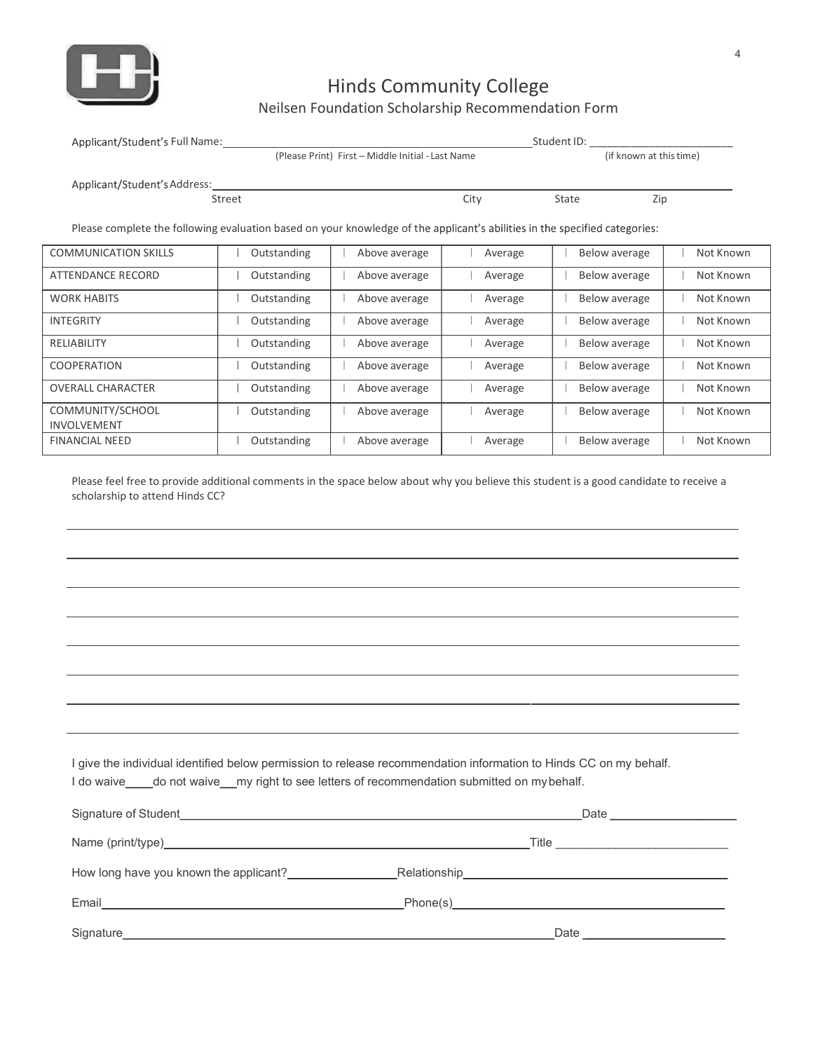# Hinds Community College

## Neilsen Foundation Scholarship Recommendation Form

Applicant/Student's Full Name:_______________________________________________ Student ID: _______________________
(Please Print) First – Middle Initial - Last Name (if known at this time)

Applicant/Student's Address:_______________________________________________________________________________
Street City State Zip

Please complete the following evaluation based on your knowledge of the applicant's abilities in the specified categories:

| | | | | | |
|---|---|---|---|---|---|
| COMMUNICATION SKILLS | Outstanding | Above average | Average | Below average | Not Known |
| ATTENDANCE RECORD | Outstanding | Above average | Average | Below average | Not Known |
| WORK HABITS | Outstanding | Above average | Average | Below average | Not Known |
| INTEGRITY | Outstanding | Above average | Average | Below average | Not Known |
| RELIABILITY | Outstanding | Above average | Average | Below average | Not Known |
| COOPERATION | Outstanding | Above average | Average | Below average | Not Known |
| OVERALL CHARACTER | Outstanding | Above average | Average | Below average | Not Known |
| COMMUNITY/SCHOOL INVOLVEMENT | Outstanding | Above average | Average | Below average | Not Known |
| FINANCIAL NEED | Outstanding | Above average | Average | Below average | Not Known |

Please feel free to provide additional comments in the space below about why you believe this student is a good candidate to receive a scholarship to attend Hinds CC?

_______________________________________________________________________________________________

_______________________________________________________________________________________________

_______________________________________________________________________________________________

_______________________________________________________________________________________________

_______________________________________________________________________________________________

_______________________________________________________________________________________________

_______________________________________________________________________________________________

_______________________________________________________________________________________________

I give the individual identified below permission to release recommendation information to Hinds CC on my behalf.
I do waive____do not waive__my right to see letters of recommendation submitted on my behalf.

Signature of Student_______________________________________________ Date ___________________

Name (print/type)_______________________________________________ Title _________________________

How long have you known the applicant?________________ Relationship_______________________________

Email_______________________________________ Phone(s)_______________________________________

Signature_______________________________________________________ Date ______________________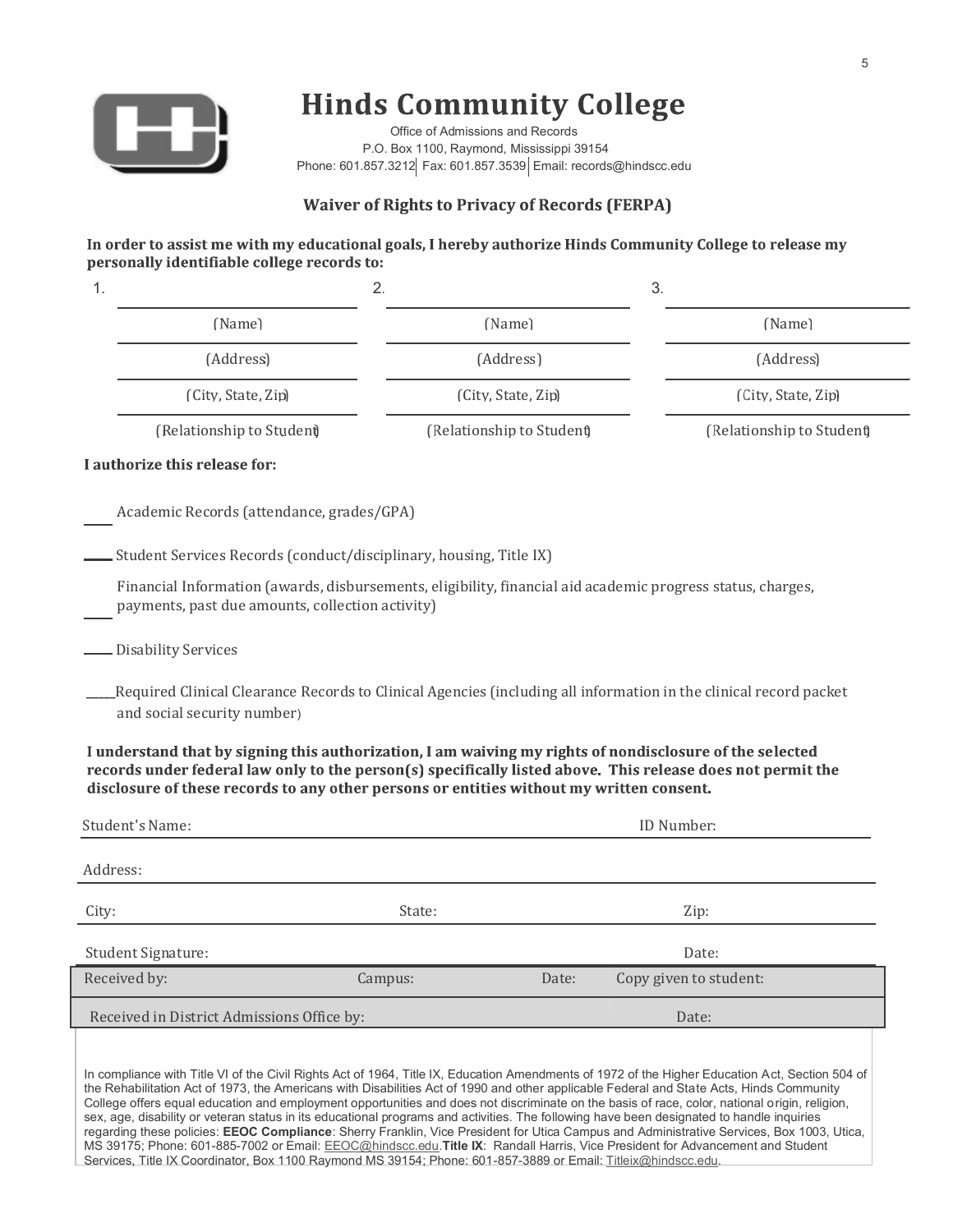# Hinds Community College

Office of Admissions and Records
P.O. Box 1100, Raymond, Mississippi 39154
Phone: 601.857.3212 | Fax: 601.857.3539 | Email: records@hindscc.edu

## Waiver of Rights to Privacy of Records (FERPA)

**In order to assist me with my educational goals, I hereby authorize Hinds Community College to release my personally identifiable college records to:**

| 1. | 2. | 3. |
|---|---|---|
| (Name) | (Name) | (Name) |
| (Address) | (Address) | (Address) |
| (City, State, Zip) | (City, State, Zip) | (City, State, Zip) |
| (Relationship to Student) | (Relationship to Student) | (Relationship to Student) |

**I authorize this release for:**

____ Academic Records (attendance, grades/GPA)

____ Student Services Records (conduct/disciplinary, housing, Title IX)

____ Financial Information (awards, disbursements, eligibility, financial aid academic progress status, charges, payments, past due amounts, collection activity)

____ Disability Services

_____Required Clinical Clearance Records to Clinical Agencies (including all information in the clinical record packet and social security number)

**I understand that by signing this authorization, I am waiving my rights of nondisclosure of the selected records under federal law only to the person(s) specifically listed above. This release does not permit the disclosure of these records to any other persons or entities without my written consent.**

Student's Name: ______________________ ID Number: ______________________

Address: ______________________

City: ______________________ State: ______________________ Zip: ______________________

Student Signature: ______________________ Date: ______________________

| Received by: | Campus: | Date: | Copy given to student: |
|---|---|---|---|
| Received in District Admissions Office by: | | Date: | |

In compliance with Title VI of the Civil Rights Act of 1964, Title IX, Education Amendments of 1972 of the Higher Education Act, Section 504 of the Rehabilitation Act of 1973, the Americans with Disabilities Act of 1990 and other applicable Federal and State Acts, Hinds Community College offers equal education and employment opportunities and does not discriminate on the basis of race, color, national origin, religion, sex, age, disability or veteran status in its educational programs and activities. The following have been designated to handle inquiries regarding these policies: **EEOC Compliance**: Sherry Franklin, Vice President for Utica Campus and Administrative Services, Box 1003, Utica, MS 39175; Phone: 601-885-7002 or Email: EEOC@hindscc.edu. **Title IX**: Randall Harris, Vice President for Advancement and Student Services, Title IX Coordinator, Box 1100 Raymond MS 39154; Phone: 601-857-3889 or Email: Titleix@hindscc.edu.